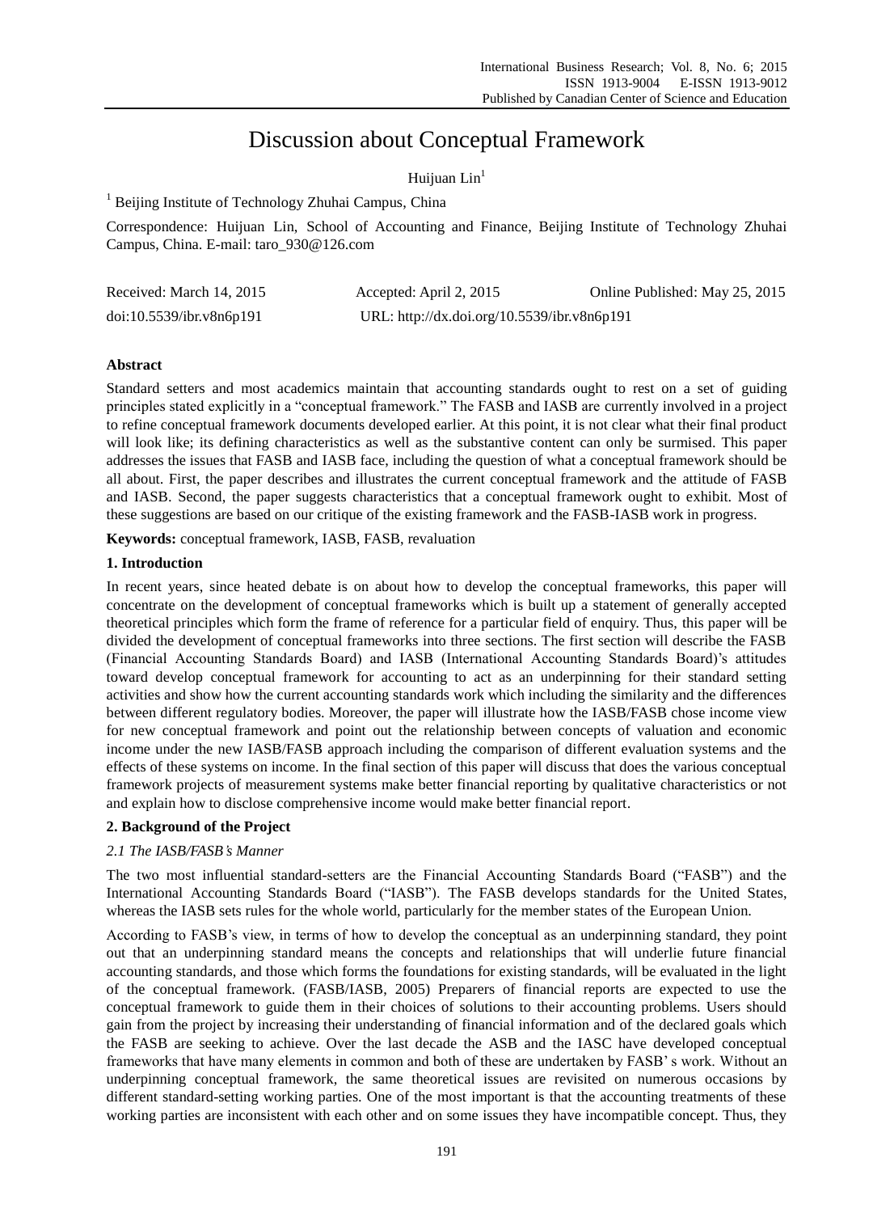# Discussion about Conceptual Framework

Huijuan Lin[1]

[1] Beijing Institute of Technology Zhuhai Campus, China

Correspondence: Huijuan Lin, School of Accounting and Finance, Beijing Institute of Technology Zhuhai Campus, China. E-mail: taro_930@126.com

Received: March 14, 2015 Accepted: April 2, 2015 Online Published: May 25, 2015

doi:10.5539/ibr.v8n6p191 URL: http://dx.doi.org/10.5539/ibr.v8n6p191

## Abstract

Standard setters and most academics maintain that accounting standards ought to rest on a set of guiding principles stated explicitly in a "conceptual framework." The FASB and IASB are currently involved in a project to refine conceptual framework documents developed earlier. At this point, it is not clear what their final product will look like; its defining characteristics as well as the substantive content can only be surmised. This paper addresses the issues that FASB and IASB face, including the question of what a conceptual framework should be all about. First, the paper describes and illustrates the current conceptual framework and the attitude of FASB and IASB. Second, the paper suggests characteristics that a conceptual framework ought to exhibit. Most of these suggestions are based on our critique of the existing framework and the FASB-IASB work in progress.

**Keywords:** conceptual framework, IASB, FASB, revaluation

## 1. Introduction

In recent years, since heated debate is on about how to develop the conceptual frameworks, this paper will concentrate on the development of conceptual frameworks which is built up a statement of generally accepted theoretical principles which form the frame of reference for a particular field of enquiry. Thus, this paper will be divided the development of conceptual frameworks into three sections. The first section will describe the FASB (Financial Accounting Standards Board) and IASB (International Accounting Standards Board)'s attitudes toward develop conceptual framework for accounting to act as an underpinning for their standard setting activities and show how the current accounting standards work which including the similarity and the differences between different regulatory bodies. Moreover, the paper will illustrate how the IASB/FASB chose income view for new conceptual framework and point out the relationship between concepts of valuation and economic income under the new IASB/FASB approach including the comparison of different evaluation systems and the effects of these systems on income. In the final section of this paper will discuss that does the various conceptual framework projects of measurement systems make better financial reporting by qualitative characteristics or not and explain how to disclose comprehensive income would make better financial report.

## 2. Background of the Project

### *2.1 The IASB/FASB's Manner*

The two most influential standard-setters are the Financial Accounting Standards Board ("FASB") and the International Accounting Standards Board ("IASB"). The FASB develops standards for the United States, whereas the IASB sets rules for the whole world, particularly for the member states of the European Union.

According to FASB's view, in terms of how to develop the conceptual as an underpinning standard, they point out that an underpinning standard means the concepts and relationships that will underlie future financial accounting standards, and those which forms the foundations for existing standards, will be evaluated in the light of the conceptual framework. (FASB/IASB, 2005) Preparers of financial reports are expected to use the conceptual framework to guide them in their choices of solutions to their accounting problems. Users should gain from the project by increasing their understanding of financial information and of the declared goals which the FASB are seeking to achieve. Over the last decade the ASB and the IASC have developed conceptual frameworks that have many elements in common and both of these are undertaken by FASB' s work. Without an underpinning conceptual framework, the same theoretical issues are revisited on numerous occasions by different standard-setting working parties. One of the most important is that the accounting treatments of these working parties are inconsistent with each other and on some issues they have incompatible concept. Thus, they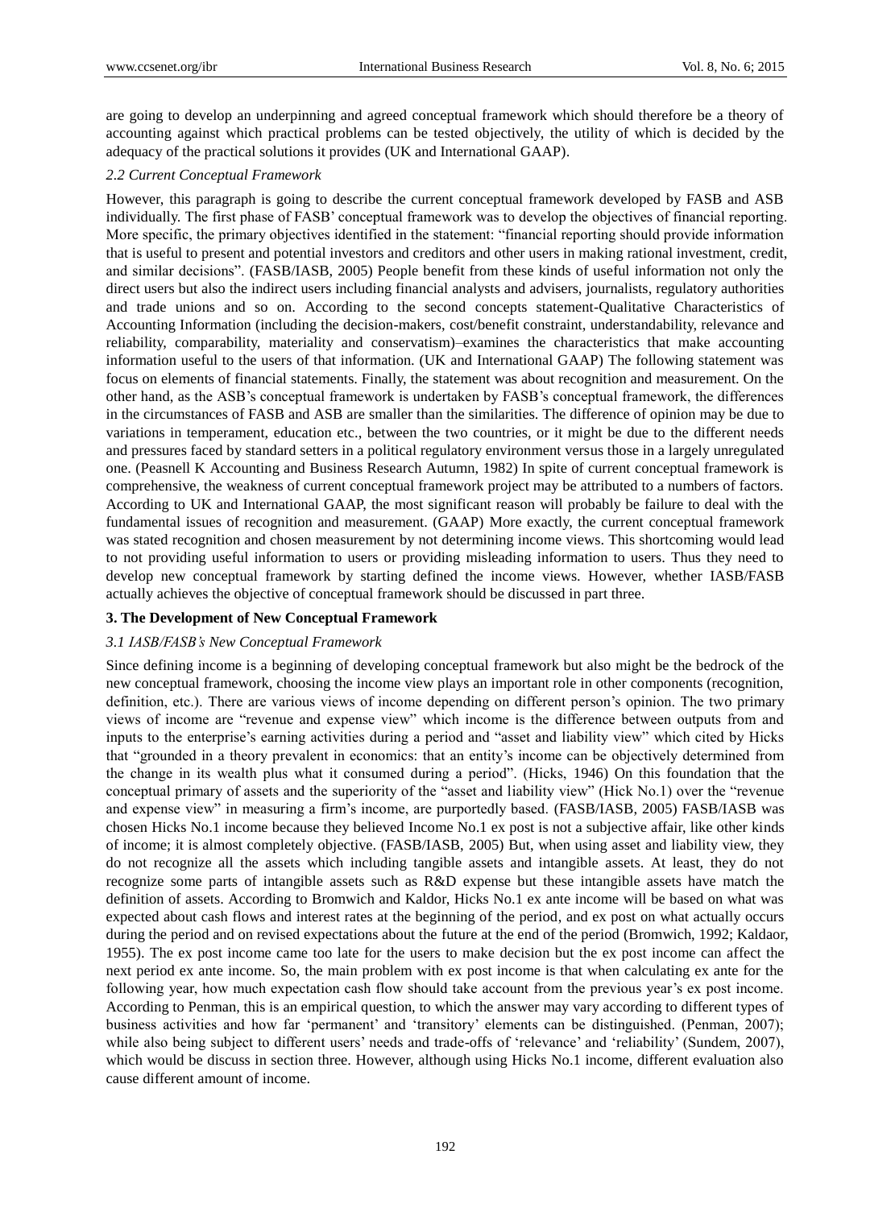are going to develop an underpinning and agreed conceptual framework which should therefore be a theory of accounting against which practical problems can be tested objectively, the utility of which is decided by the adequacy of the practical solutions it provides (UK and International GAAP).

### *2.2 Current Conceptual Framework*

However, this paragraph is going to describe the current conceptual framework developed by FASB and ASB individually. The first phase of FASB' conceptual framework was to develop the objectives of financial reporting. More specific, the primary objectives identified in the statement: "financial reporting should provide information that is useful to present and potential investors and creditors and other users in making rational investment, credit, and similar decisions". (FASB/IASB, 2005) People benefit from these kinds of useful information not only the direct users but also the indirect users including financial analysts and advisers, journalists, regulatory authorities and trade unions and so on. According to the second concepts statement-Qualitative Characteristics of Accounting Information (including the decision-makers, cost/benefit constraint, understandability, relevance and reliability, comparability, materiality and conservatism)–examines the characteristics that make accounting information useful to the users of that information. (UK and International GAAP) The following statement was focus on elements of financial statements. Finally, the statement was about recognition and measurement. On the other hand, as the ASB's conceptual framework is undertaken by FASB's conceptual framework, the differences in the circumstances of FASB and ASB are smaller than the similarities. The difference of opinion may be due to variations in temperament, education etc., between the two countries, or it might be due to the different needs and pressures faced by standard setters in a political regulatory environment versus those in a largely unregulated one. (Peasnell K Accounting and Business Research Autumn, 1982) In spite of current conceptual framework is comprehensive, the weakness of current conceptual framework project may be attributed to a numbers of factors. According to UK and International GAAP, the most significant reason will probably be failure to deal with the fundamental issues of recognition and measurement. (GAAP) More exactly, the current conceptual framework was stated recognition and chosen measurement by not determining income views. This shortcoming would lead to not providing useful information to users or providing misleading information to users. Thus they need to develop new conceptual framework by starting defined the income views. However, whether IASB/FASB actually achieves the objective of conceptual framework should be discussed in part three.

## **3. The Development of New Conceptual Framework**

### *3.1 IASB/FASB's New Conceptual Framework*

Since defining income is a beginning of developing conceptual framework but also might be the bedrock of the new conceptual framework, choosing the income view plays an important role in other components (recognition, definition, etc.). There are various views of income depending on different person's opinion. The two primary views of income are "revenue and expense view" which income is the difference between outputs from and inputs to the enterprise's earning activities during a period and "asset and liability view" which cited by Hicks that "grounded in a theory prevalent in economics: that an entity's income can be objectively determined from the change in its wealth plus what it consumed during a period". (Hicks, 1946) On this foundation that the conceptual primary of assets and the superiority of the "asset and liability view" (Hick No.1) over the "revenue and expense view" in measuring a firm's income, are purportedly based. (FASB/IASB, 2005) FASB/IASB was chosen Hicks No.1 income because they believed Income No.1 ex post is not a subjective affair, like other kinds of income; it is almost completely objective. (FASB/IASB, 2005) But, when using asset and liability view, they do not recognize all the assets which including tangible assets and intangible assets. At least, they do not recognize some parts of intangible assets such as R&D expense but these intangible assets have match the definition of assets. According to Bromwich and Kaldor, Hicks No.1 ex ante income will be based on what was expected about cash flows and interest rates at the beginning of the period, and ex post on what actually occurs during the period and on revised expectations about the future at the end of the period (Bromwich, 1992; Kaldaor, 1955). The ex post income came too late for the users to make decision but the ex post income can affect the next period ex ante income. So, the main problem with ex post income is that when calculating ex ante for the following year, how much expectation cash flow should take account from the previous year's ex post income. According to Penman, this is an empirical question, to which the answer may vary according to different types of business activities and how far 'permanent' and 'transitory' elements can be distinguished. (Penman, 2007); while also being subject to different users' needs and trade-offs of 'relevance' and 'reliability' (Sundem, 2007), which would be discuss in section three. However, although using Hicks No.1 income, different evaluation also cause different amount of income.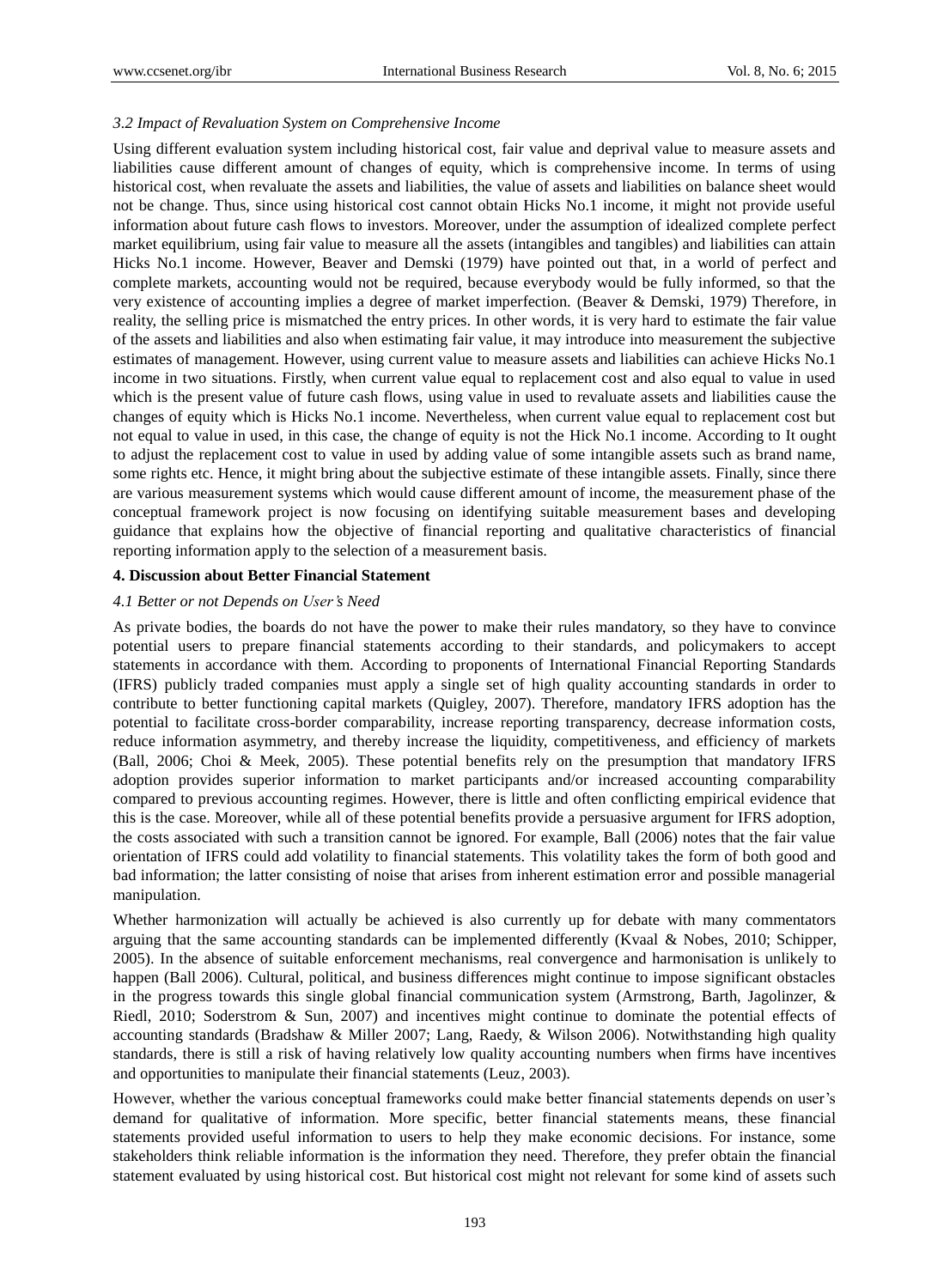### *3.2 Impact of Revaluation System on Comprehensive Income*

Using different evaluation system including historical cost, fair value and deprival value to measure assets and liabilities cause different amount of changes of equity, which is comprehensive income. In terms of using historical cost, when revaluate the assets and liabilities, the value of assets and liabilities on balance sheet would not be change. Thus, since using historical cost cannot obtain Hicks No.1 income, it might not provide useful information about future cash flows to investors. Moreover, under the assumption of idealized complete perfect market equilibrium, using fair value to measure all the assets (intangibles and tangibles) and liabilities can attain Hicks No.1 income. However, Beaver and Demski (1979) have pointed out that, in a world of perfect and complete markets, accounting would not be required, because everybody would be fully informed, so that the very existence of accounting implies a degree of market imperfection. (Beaver & Demski, 1979) Therefore, in reality, the selling price is mismatched the entry prices. In other words, it is very hard to estimate the fair value of the assets and liabilities and also when estimating fair value, it may introduce into measurement the subjective estimates of management. However, using current value to measure assets and liabilities can achieve Hicks No.1 income in two situations. Firstly, when current value equal to replacement cost and also equal to value in used which is the present value of future cash flows, using value in used to revaluate assets and liabilities cause the changes of equity which is Hicks No.1 income. Nevertheless, when current value equal to replacement cost but not equal to value in used, in this case, the change of equity is not the Hick No.1 income. According to It ought to adjust the replacement cost to value in used by adding value of some intangible assets such as brand name, some rights etc. Hence, it might bring about the subjective estimate of these intangible assets. Finally, since there are various measurement systems which would cause different amount of income, the measurement phase of the conceptual framework project is now focusing on identifying suitable measurement bases and developing guidance that explains how the objective of financial reporting and qualitative characteristics of financial reporting information apply to the selection of a measurement basis.

## 4. Discussion about Better Financial Statement

### *4.1 Better or not Depends on User's Need*

As private bodies, the boards do not have the power to make their rules mandatory, so they have to convince potential users to prepare financial statements according to their standards, and policymakers to accept statements in accordance with them. According to proponents of International Financial Reporting Standards (IFRS) publicly traded companies must apply a single set of high quality accounting standards in order to contribute to better functioning capital markets (Quigley, 2007). Therefore, mandatory IFRS adoption has the potential to facilitate cross-border comparability, increase reporting transparency, decrease information costs, reduce information asymmetry, and thereby increase the liquidity, competitiveness, and efficiency of markets (Ball, 2006; Choi & Meek, 2005). These potential benefits rely on the presumption that mandatory IFRS adoption provides superior information to market participants and/or increased accounting comparability compared to previous accounting regimes. However, there is little and often conflicting empirical evidence that this is the case. Moreover, while all of these potential benefits provide a persuasive argument for IFRS adoption, the costs associated with such a transition cannot be ignored. For example, Ball (2006) notes that the fair value orientation of IFRS could add volatility to financial statements. This volatility takes the form of both good and bad information; the latter consisting of noise that arises from inherent estimation error and possible managerial manipulation.

Whether harmonization will actually be achieved is also currently up for debate with many commentators arguing that the same accounting standards can be implemented differently (Kvaal & Nobes, 2010; Schipper, 2005). In the absence of suitable enforcement mechanisms, real convergence and harmonisation is unlikely to happen (Ball 2006). Cultural, political, and business differences might continue to impose significant obstacles in the progress towards this single global financial communication system (Armstrong, Barth, Jagolinzer, & Riedl, 2010; Soderstrom & Sun, 2007) and incentives might continue to dominate the potential effects of accounting standards (Bradshaw & Miller 2007; Lang, Raedy, & Wilson 2006). Notwithstanding high quality standards, there is still a risk of having relatively low quality accounting numbers when firms have incentives and opportunities to manipulate their financial statements (Leuz, 2003).

However, whether the various conceptual frameworks could make better financial statements depends on user's demand for qualitative of information. More specific, better financial statements means, these financial statements provided useful information to users to help they make economic decisions. For instance, some stakeholders think reliable information is the information they need. Therefore, they prefer obtain the financial statement evaluated by using historical cost. But historical cost might not relevant for some kind of assets such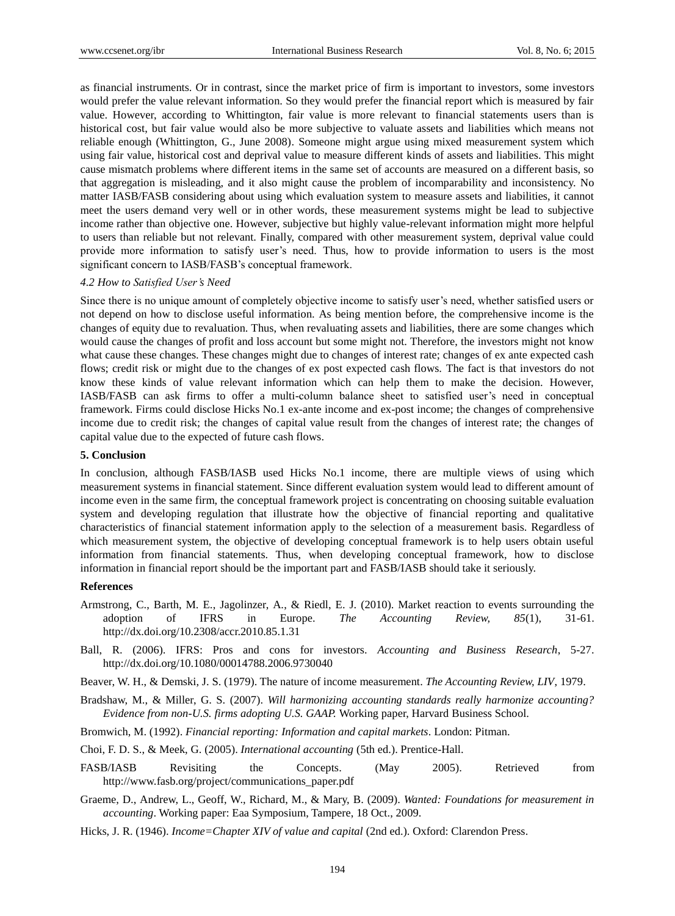as financial instruments. Or in contrast, since the market price of firm is important to investors, some investors would prefer the value relevant information. So they would prefer the financial report which is measured by fair value. However, according to Whittington, fair value is more relevant to financial statements users than is historical cost, but fair value would also be more subjective to valuate assets and liabilities which means not reliable enough (Whittington, G., June 2008). Someone might argue using mixed measurement system which using fair value, historical cost and deprival value to measure different kinds of assets and liabilities. This might cause mismatch problems where different items in the same set of accounts are measured on a different basis, so that aggregation is misleading, and it also might cause the problem of incomparability and inconsistency. No matter IASB/FASB considering about using which evaluation system to measure assets and liabilities, it cannot meet the users demand very well or in other words, these measurement systems might be lead to subjective income rather than objective one. However, subjective but highly value-relevant information might more helpful to users than reliable but not relevant. Finally, compared with other measurement system, deprival value could provide more information to satisfy user's need. Thus, how to provide information to users is the most significant concern to IASB/FASB's conceptual framework.

### *4.2 How to Satisfied User's Need*

Since there is no unique amount of completely objective income to satisfy user's need, whether satisfied users or not depend on how to disclose useful information. As being mention before, the comprehensive income is the changes of equity due to revaluation. Thus, when revaluating assets and liabilities, there are some changes which would cause the changes of profit and loss account but some might not. Therefore, the investors might not know what cause these changes. These changes might due to changes of interest rate; changes of ex ante expected cash flows; credit risk or might due to the changes of ex post expected cash flows. The fact is that investors do not know these kinds of value relevant information which can help them to make the decision. However, IASB/FASB can ask firms to offer a multi-column balance sheet to satisfied user's need in conceptual framework. Firms could disclose Hicks No.1 ex-ante income and ex-post income; the changes of comprehensive income due to credit risk; the changes of capital value result from the changes of interest rate; the changes of capital value due to the expected of future cash flows.

## **5. Conclusion**

In conclusion, although FASB/IASB used Hicks No.1 income, there are multiple views of using which measurement systems in financial statement. Since different evaluation system would lead to different amount of income even in the same firm, the conceptual framework project is concentrating on choosing suitable evaluation system and developing regulation that illustrate how the objective of financial reporting and qualitative characteristics of financial statement information apply to the selection of a measurement basis. Regardless of which measurement system, the objective of developing conceptual framework is to help users obtain useful information from financial statements. Thus, when developing conceptual framework, how to disclose information in financial report should be the important part and FASB/IASB should take it seriously.

## **References**

Armstrong, C., Barth, M. E., Jagolinzer, A., & Riedl, E. J. (2010). Market reaction to events surrounding the adoption of IFRS in Europe. *The Accounting Review, 85*(1), 31-61. http://dx.doi.org/10.2308/accr.2010.85.1.31

Ball, R. (2006). IFRS: Pros and cons for investors. *Accounting and Business Research*, 5-27. http://dx.doi.org/10.1080/00014788.2006.9730040

Beaver, W. H., & Demski, J. S. (1979). The nature of income measurement. *The Accounting Review, LIV*, 1979.

Bradshaw, M., & Miller, G. S. (2007). *Will harmonizing accounting standards really harmonize accounting? Evidence from non-U.S. firms adopting U.S. GAAP.* Working paper, Harvard Business School.

Bromwich, M. (1992). *Financial reporting: Information and capital markets*. London: Pitman.

Choi, F. D. S., & Meek, G. (2005). *International accounting* (5th ed.). Prentice-Hall.

FASB/IASB Revisiting the Concepts. (May 2005). Retrieved from http://www.fasb.org/project/communications_paper.pdf

Graeme, D., Andrew, L., Geoff, W., Richard, M., & Mary, B. (2009). *Wanted: Foundations for measurement in accounting*. Working paper: Eaa Symposium, Tampere, 18 Oct., 2009.

Hicks, J. R. (1946). *Income=Chapter XIV of value and capital* (2nd ed.). Oxford: Clarendon Press.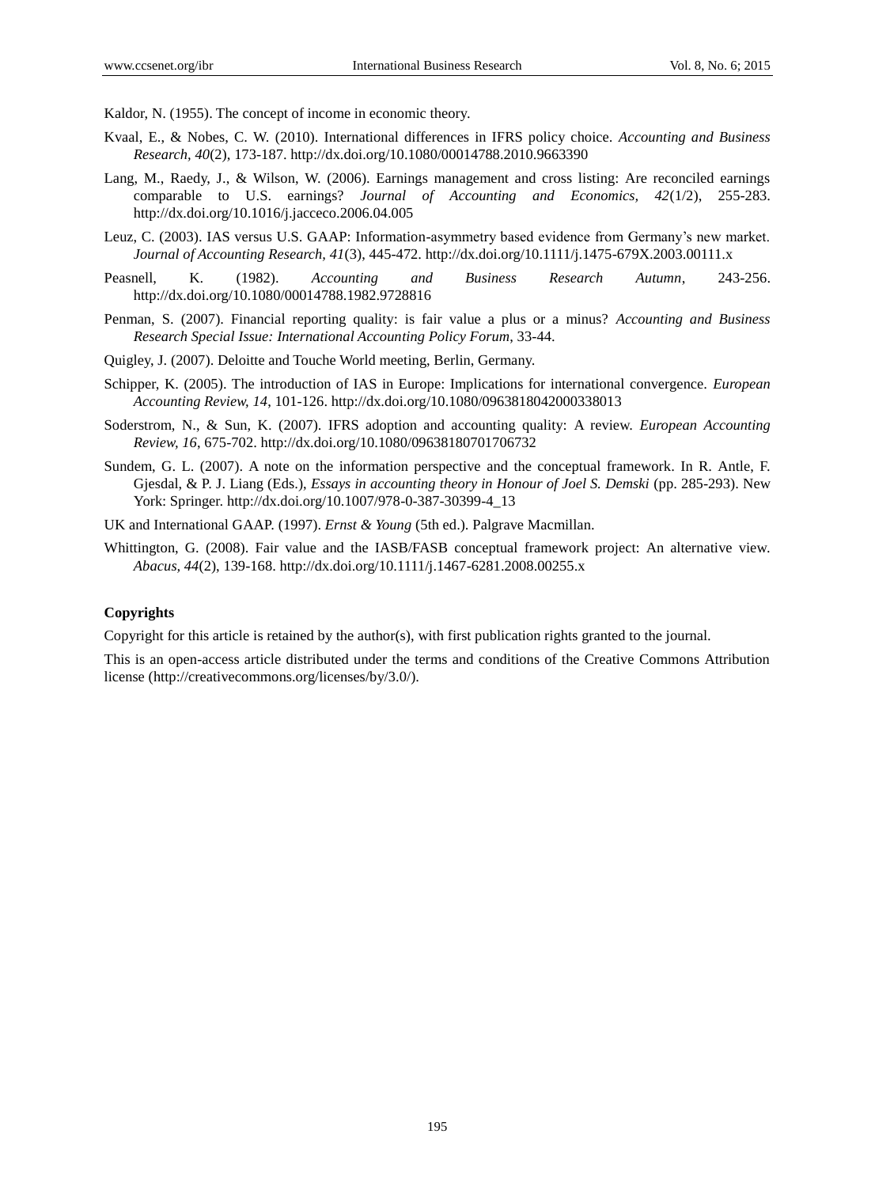Kaldor, N. (1955). The concept of income in economic theory.

Kvaal, E., & Nobes, C. W. (2010). International differences in IFRS policy choice. *Accounting and Business Research, 40*(2), 173-187. http://dx.doi.org/10.1080/00014788.2010.9663390

Lang, M., Raedy, J., & Wilson, W. (2006). Earnings management and cross listing: Are reconciled earnings comparable to U.S. earnings? *Journal of Accounting and Economics, 42*(1/2), 255-283. http://dx.doi.org/10.1016/j.jacceco.2006.04.005

Leuz, C. (2003). IAS versus U.S. GAAP: Information-asymmetry based evidence from Germany's new market. *Journal of Accounting Research, 41*(3), 445-472. http://dx.doi.org/10.1111/j.1475-679X.2003.00111.x

Peasnell, K. (1982). *Accounting and Business Research Autumn*, 243-256. http://dx.doi.org/10.1080/00014788.1982.9728816

Penman, S. (2007). Financial reporting quality: is fair value a plus or a minus? *Accounting and Business Research Special Issue: International Accounting Policy Forum*, 33-44.

Quigley, J. (2007). Deloitte and Touche World meeting, Berlin, Germany.

Schipper, K. (2005). The introduction of IAS in Europe: Implications for international convergence. *European Accounting Review, 14*, 101-126. http://dx.doi.org/10.1080/0963818042000338013

Soderstrom, N., & Sun, K. (2007). IFRS adoption and accounting quality: A review. *European Accounting Review, 16*, 675-702. http://dx.doi.org/10.1080/09638180701706732

Sundem, G. L. (2007). A note on the information perspective and the conceptual framework. In R. Antle, F. Gjesdal, & P. J. Liang (Eds.), *Essays in accounting theory in Honour of Joel S. Demski* (pp. 285-293). New York: Springer. http://dx.doi.org/10.1007/978-0-387-30399-4_13

UK and International GAAP. (1997). *Ernst & Young* (5th ed.). Palgrave Macmillan.

Whittington, G. (2008). Fair value and the IASB/FASB conceptual framework project: An alternative view. *Abacus, 44*(2), 139-168. http://dx.doi.org/10.1111/j.1467-6281.2008.00255.x

**Copyrights**

Copyright for this article is retained by the author(s), with first publication rights granted to the journal.

This is an open-access article distributed under the terms and conditions of the Creative Commons Attribution license (http://creativecommons.org/licenses/by/3.0/).